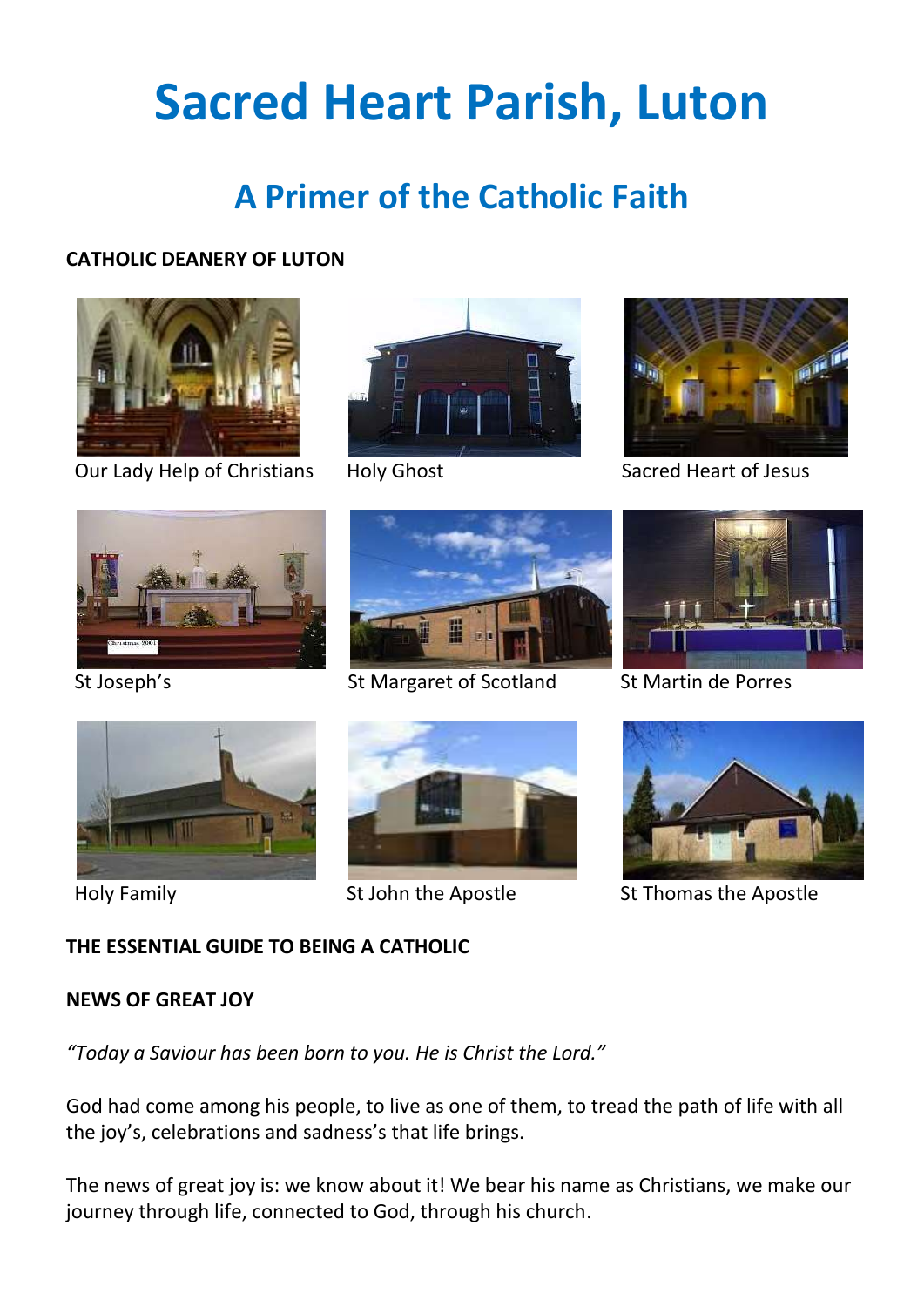# Sacred Heart Parish, Luton

## A Primer of the Catholic Faith

**CATHOLIC DEANERY OF LUTON**

Our Lady Help of Christians

Holy Ghost

Sacred Heart of Jesus

St Joseph's

St Margaret of Scotland

St Martin de Porres

Holy Family

St John the Apostle

St Thomas the Apostle

**THE ESSENTIAL GUIDE TO BEING A CATHOLIC**

**NEWS OF GREAT JOY**

*"Today a Saviour has been born to you. He is Christ the Lord."*

God had come among his people, to live as one of them, to tread the path of life with all the joy's, celebrations and sadness's that life brings.

The news of great joy is: we know about it! We bear his name as Christians, we make our journey through life, connected to God, through his church.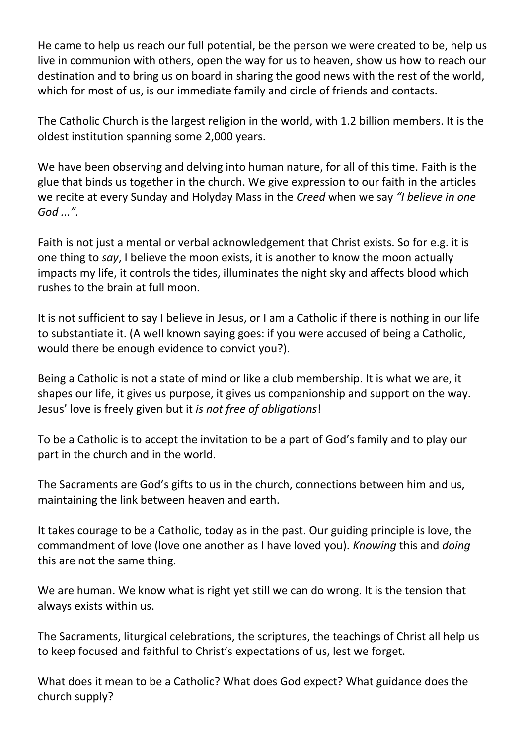He came to help us reach our full potential, be the person we were created to be, help us live in communion with others, open the way for us to heaven, show us how to reach our destination and to bring us on board in sharing the good news with the rest of the world, which for most of us, is our immediate family and circle of friends and contacts.

The Catholic Church is the largest religion in the world, with 1.2 billion members. It is the oldest institution spanning some 2,000 years.

We have been observing and delving into human nature, for all of this time. Faith is the glue that binds us together in the church. We give expression to our faith in the articles we recite at every Sunday and Holyday Mass in the *Creed* when we say *"I believe in one God ...".*

Faith is not just a mental or verbal acknowledgement that Christ exists. So for e.g. it is one thing to *say*, I believe the moon exists, it is another to know the moon actually impacts my life, it controls the tides, illuminates the night sky and affects blood which rushes to the brain at full moon.

It is not sufficient to say I believe in Jesus, or I am a Catholic if there is nothing in our life to substantiate it. (A well known saying goes: if you were accused of being a Catholic, would there be enough evidence to convict you?).

Being a Catholic is not a state of mind or like a club membership. It is what we are, it shapes our life, it gives us purpose, it gives us companionship and support on the way. Jesus' love is freely given but it *is not free of obligations*!

To be a Catholic is to accept the invitation to be a part of God's family and to play our part in the church and in the world.

The Sacraments are God's gifts to us in the church, connections between him and us, maintaining the link between heaven and earth.

It takes courage to be a Catholic, today as in the past. Our guiding principle is love, the commandment of love (love one another as I have loved you). *Knowing* this and *doing* this are not the same thing.

We are human. We know what is right yet still we can do wrong. It is the tension that always exists within us.

The Sacraments, liturgical celebrations, the scriptures, the teachings of Christ all help us to keep focused and faithful to Christ's expectations of us, lest we forget.

What does it mean to be a Catholic? What does God expect? What guidance does the church supply?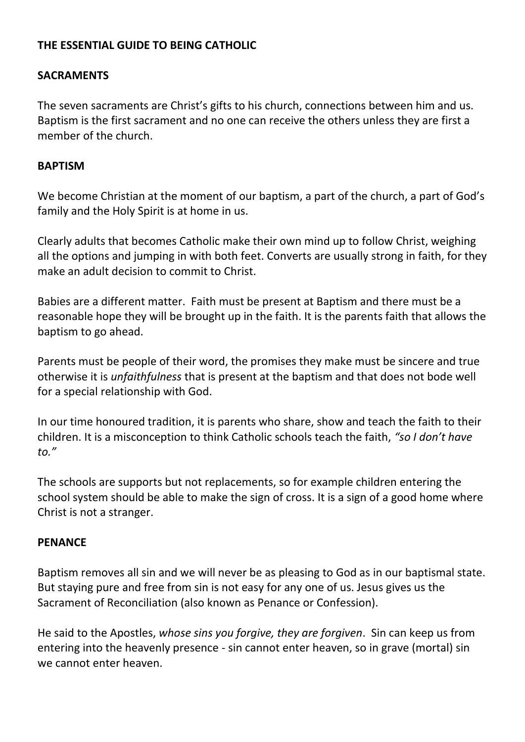**THE ESSENTIAL GUIDE TO BEING CATHOLIC**

**SACRAMENTS**

The seven sacraments are Christ's gifts to his church, connections between him and us. Baptism is the first sacrament and no one can receive the others unless they are first a member of the church.

**BAPTISM**

We become Christian at the moment of our baptism, a part of the church, a part of God's family and the Holy Spirit is at home in us.

Clearly adults that becomes Catholic make their own mind up to follow Christ, weighing all the options and jumping in with both feet. Converts are usually strong in faith, for they make an adult decision to commit to Christ.

Babies are a different matter. Faith must be present at Baptism and there must be a reasonable hope they will be brought up in the faith. It is the parents faith that allows the baptism to go ahead.

Parents must be people of their word, the promises they make must be sincere and true otherwise it is *unfaithfulness* that is present at the baptism and that does not bode well for a special relationship with God.

In our time honoured tradition, it is parents who share, show and teach the faith to their children. It is a misconception to think Catholic schools teach the faith, *"so I don't have to."*

The schools are supports but not replacements, so for example children entering the school system should be able to make the sign of cross. It is a sign of a good home where Christ is not a stranger.

**PENANCE**

Baptism removes all sin and we will never be as pleasing to God as in our baptismal state. But staying pure and free from sin is not easy for any one of us. Jesus gives us the Sacrament of Reconciliation (also known as Penance or Confession).

He said to the Apostles, *whose sins you forgive, they are forgiven*. Sin can keep us from entering into the heavenly presence - sin cannot enter heaven, so in grave (mortal) sin we cannot enter heaven.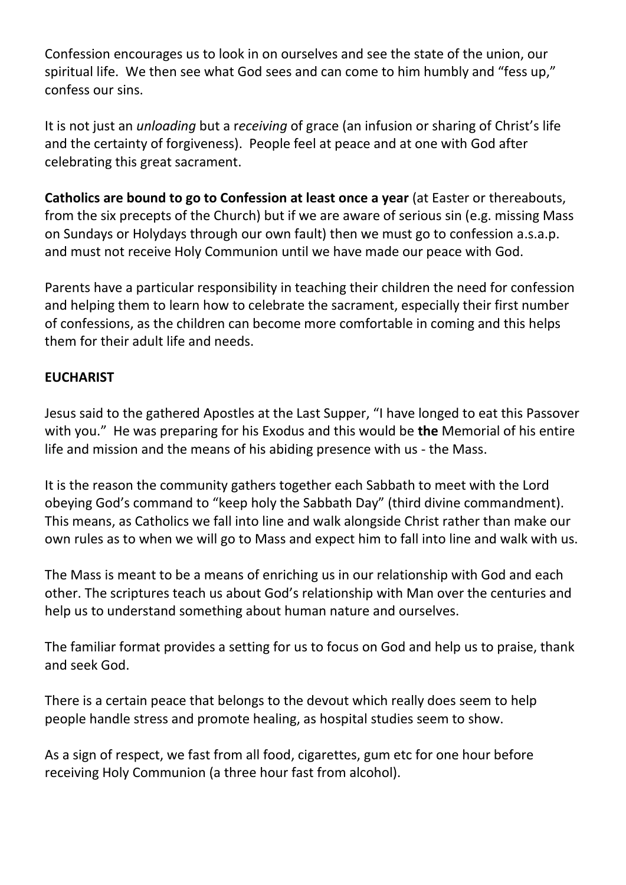Confession encourages us to look in on ourselves and see the state of the union, our spiritual life. We then see what God sees and can come to him humbly and "fess up," confess our sins.

It is not just an *unloading* but a r*eceiving* of grace (an infusion or sharing of Christ's life and the certainty of forgiveness). People feel at peace and at one with God after celebrating this great sacrament.

**Catholics are bound to go to Confession at least once a year** (at Easter or thereabouts, from the six precepts of the Church) but if we are aware of serious sin (e.g. missing Mass on Sundays or Holydays through our own fault) then we must go to confession a.s.a.p. and must not receive Holy Communion until we have made our peace with God.

Parents have a particular responsibility in teaching their children the need for confession and helping them to learn how to celebrate the sacrament, especially their first number of confessions, as the children can become more comfortable in coming and this helps them for their adult life and needs.

**EUCHARIST**

Jesus said to the gathered Apostles at the Last Supper, "I have longed to eat this Passover with you." He was preparing for his Exodus and this would be **the** Memorial of his entire life and mission and the means of his abiding presence with us - the Mass.

It is the reason the community gathers together each Sabbath to meet with the Lord obeying God's command to "keep holy the Sabbath Day" (third divine commandment). This means, as Catholics we fall into line and walk alongside Christ rather than make our own rules as to when we will go to Mass and expect him to fall into line and walk with us.

The Mass is meant to be a means of enriching us in our relationship with God and each other. The scriptures teach us about God's relationship with Man over the centuries and help us to understand something about human nature and ourselves.

The familiar format provides a setting for us to focus on God and help us to praise, thank and seek God.

There is a certain peace that belongs to the devout which really does seem to help people handle stress and promote healing, as hospital studies seem to show.

As a sign of respect, we fast from all food, cigarettes, gum etc for one hour before receiving Holy Communion (a three hour fast from alcohol).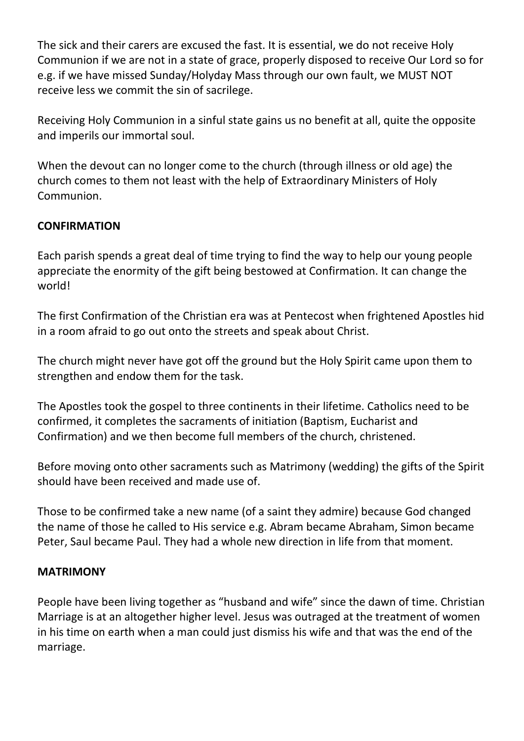The sick and their carers are excused the fast. It is essential, we do not receive Holy Communion if we are not in a state of grace, properly disposed to receive Our Lord so for e.g. if we have missed Sunday/Holyday Mass through our own fault, we MUST NOT receive less we commit the sin of sacrilege.

Receiving Holy Communion in a sinful state gains us no benefit at all, quite the opposite and imperils our immortal soul.

When the devout can no longer come to the church (through illness or old age) the church comes to them not least with the help of Extraordinary Ministers of Holy Communion.

**CONFIRMATION**

Each parish spends a great deal of time trying to find the way to help our young people appreciate the enormity of the gift being bestowed at Confirmation. It can change the world!

The first Confirmation of the Christian era was at Pentecost when frightened Apostles hid in a room afraid to go out onto the streets and speak about Christ.

The church might never have got off the ground but the Holy Spirit came upon them to strengthen and endow them for the task.

The Apostles took the gospel to three continents in their lifetime. Catholics need to be confirmed, it completes the sacraments of initiation (Baptism, Eucharist and Confirmation) and we then become full members of the church, christened.

Before moving onto other sacraments such as Matrimony (wedding) the gifts of the Spirit should have been received and made use of.

Those to be confirmed take a new name (of a saint they admire) because God changed the name of those he called to His service e.g. Abram became Abraham, Simon became Peter, Saul became Paul. They had a whole new direction in life from that moment.

**MATRIMONY**

People have been living together as "husband and wife" since the dawn of time. Christian Marriage is at an altogether higher level. Jesus was outraged at the treatment of women in his time on earth when a man could just dismiss his wife and that was the end of the marriage.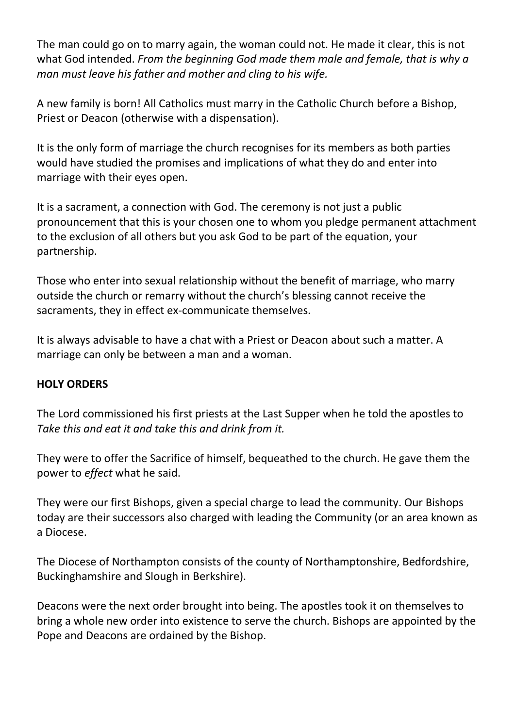The man could go on to marry again, the woman could not. He made it clear, this is not what God intended. *From the beginning God made them male and female, that is why a man must leave his father and mother and cling to his wife.*

A new family is born! All Catholics must marry in the Catholic Church before a Bishop, Priest or Deacon (otherwise with a dispensation).

It is the only form of marriage the church recognises for its members as both parties would have studied the promises and implications of what they do and enter into marriage with their eyes open.

It is a sacrament, a connection with God. The ceremony is not just a public pronouncement that this is your chosen one to whom you pledge permanent attachment to the exclusion of all others but you ask God to be part of the equation, your partnership.

Those who enter into sexual relationship without the benefit of marriage, who marry outside the church or remarry without the church's blessing cannot receive the sacraments, they in effect ex-communicate themselves.

It is always advisable to have a chat with a Priest or Deacon about such a matter. A marriage can only be between a man and a woman.

**HOLY ORDERS**

The Lord commissioned his first priests at the Last Supper when he told the apostles to *Take this and eat it and take this and drink from it.*

They were to offer the Sacrifice of himself, bequeathed to the church. He gave them the power to *effect* what he said.

They were our first Bishops, given a special charge to lead the community. Our Bishops today are their successors also charged with leading the Community (or an area known as a Diocese.

The Diocese of Northampton consists of the county of Northamptonshire, Bedfordshire, Buckinghamshire and Slough in Berkshire).

Deacons were the next order brought into being. The apostles took it on themselves to bring a whole new order into existence to serve the church. Bishops are appointed by the Pope and Deacons are ordained by the Bishop.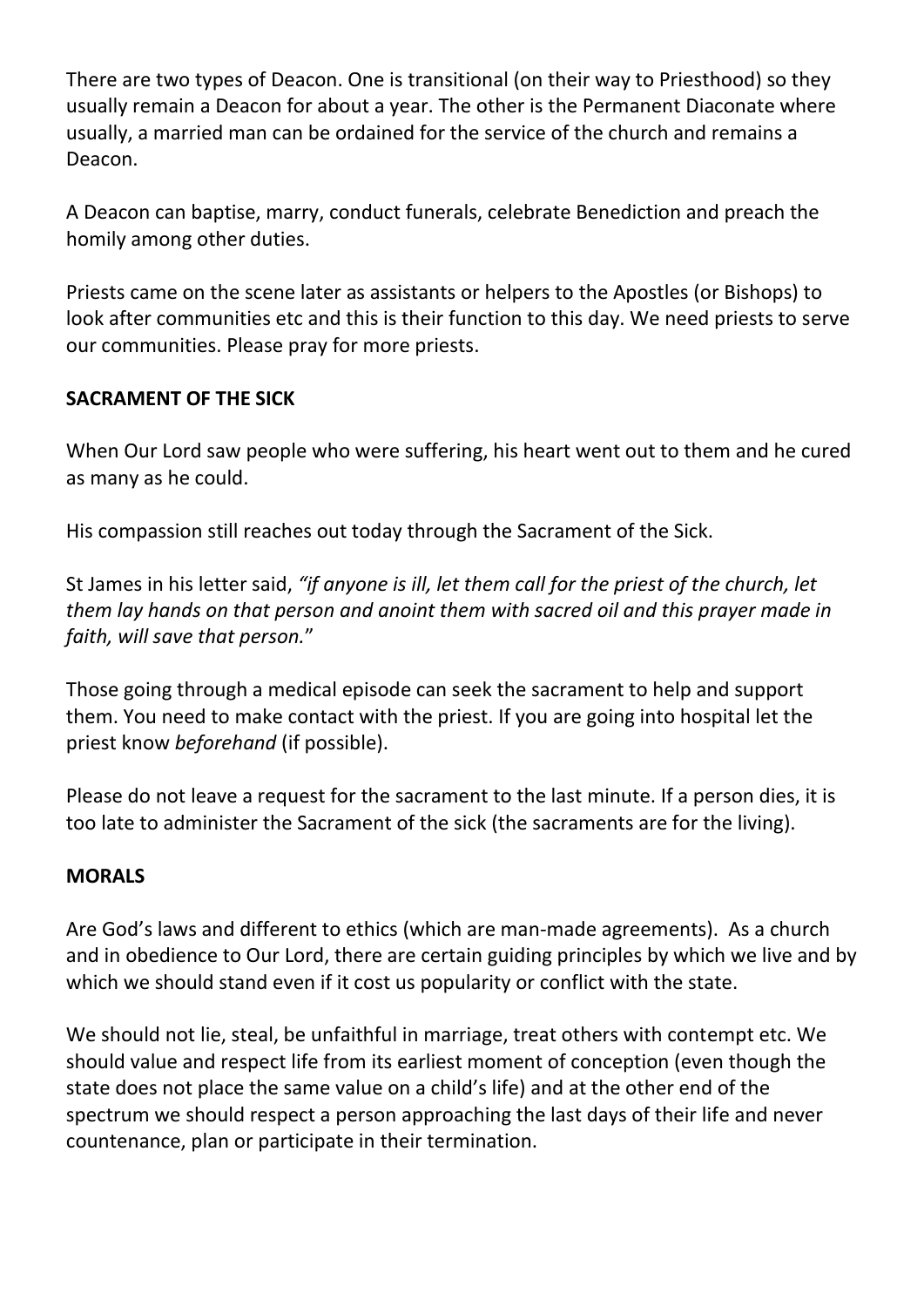There are two types of Deacon. One is transitional (on their way to Priesthood) so they usually remain a Deacon for about a year. The other is the Permanent Diaconate where usually, a married man can be ordained for the service of the church and remains a Deacon.

A Deacon can baptise, marry, conduct funerals, celebrate Benediction and preach the homily among other duties.

Priests came on the scene later as assistants or helpers to the Apostles (or Bishops) to look after communities etc and this is their function to this day. We need priests to serve our communities. Please pray for more priests.

**SACRAMENT OF THE SICK**

When Our Lord saw people who were suffering, his heart went out to them and he cured as many as he could.

His compassion still reaches out today through the Sacrament of the Sick.

St James in his letter said, *"if anyone is ill, let them call for the priest of the church, let them lay hands on that person and anoint them with sacred oil and this prayer made in faith, will save that person.*"

Those going through a medical episode can seek the sacrament to help and support them. You need to make contact with the priest. If you are going into hospital let the priest know *beforehand* (if possible).

Please do not leave a request for the sacrament to the last minute. If a person dies, it is too late to administer the Sacrament of the sick (the sacraments are for the living).

**MORALS**

Are God's laws and different to ethics (which are man-made agreements). As a church and in obedience to Our Lord, there are certain guiding principles by which we live and by which we should stand even if it cost us popularity or conflict with the state.

We should not lie, steal, be unfaithful in marriage, treat others with contempt etc. We should value and respect life from its earliest moment of conception (even though the state does not place the same value on a child's life) and at the other end of the spectrum we should respect a person approaching the last days of their life and never countenance, plan or participate in their termination.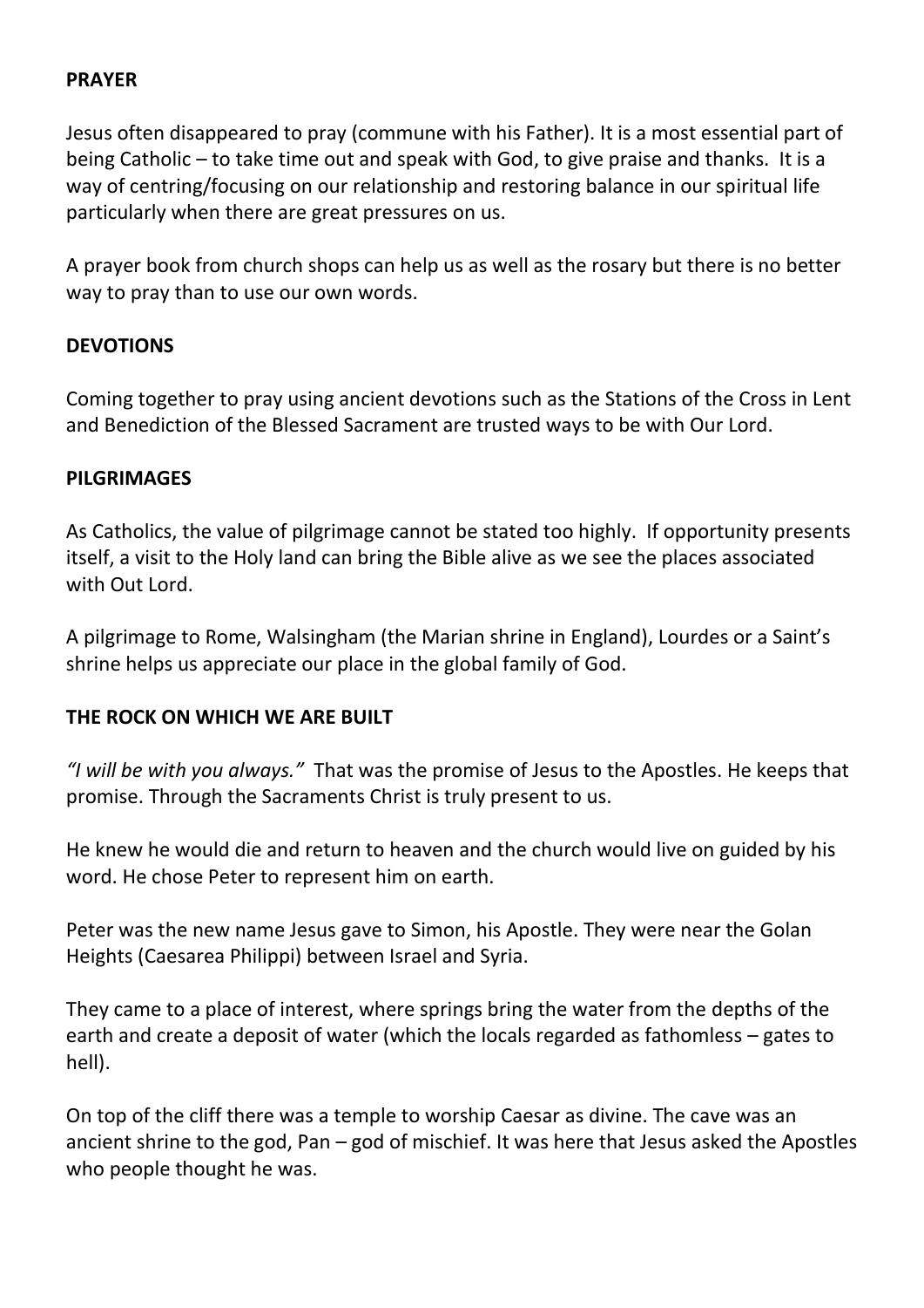**PRAYER**

Jesus often disappeared to pray (commune with his Father). It is a most essential part of being Catholic – to take time out and speak with God, to give praise and thanks. It is a way of centring/focusing on our relationship and restoring balance in our spiritual life particularly when there are great pressures on us.

A prayer book from church shops can help us as well as the rosary but there is no better way to pray than to use our own words.

**DEVOTIONS**

Coming together to pray using ancient devotions such as the Stations of the Cross in Lent and Benediction of the Blessed Sacrament are trusted ways to be with Our Lord.

**PILGRIMAGES**

As Catholics, the value of pilgrimage cannot be stated too highly. If opportunity presents itself, a visit to the Holy land can bring the Bible alive as we see the places associated with Out Lord.

A pilgrimage to Rome, Walsingham (the Marian shrine in England), Lourdes or a Saint's shrine helps us appreciate our place in the global family of God.

**THE ROCK ON WHICH WE ARE BUILT**

*"I will be with you always."* That was the promise of Jesus to the Apostles. He keeps that promise. Through the Sacraments Christ is truly present to us.

He knew he would die and return to heaven and the church would live on guided by his word. He chose Peter to represent him on earth.

Peter was the new name Jesus gave to Simon, his Apostle. They were near the Golan Heights (Caesarea Philippi) between Israel and Syria.

They came to a place of interest, where springs bring the water from the depths of the earth and create a deposit of water (which the locals regarded as fathomless – gates to hell).

On top of the cliff there was a temple to worship Caesar as divine. The cave was an ancient shrine to the god, Pan – god of mischief. It was here that Jesus asked the Apostles who people thought he was.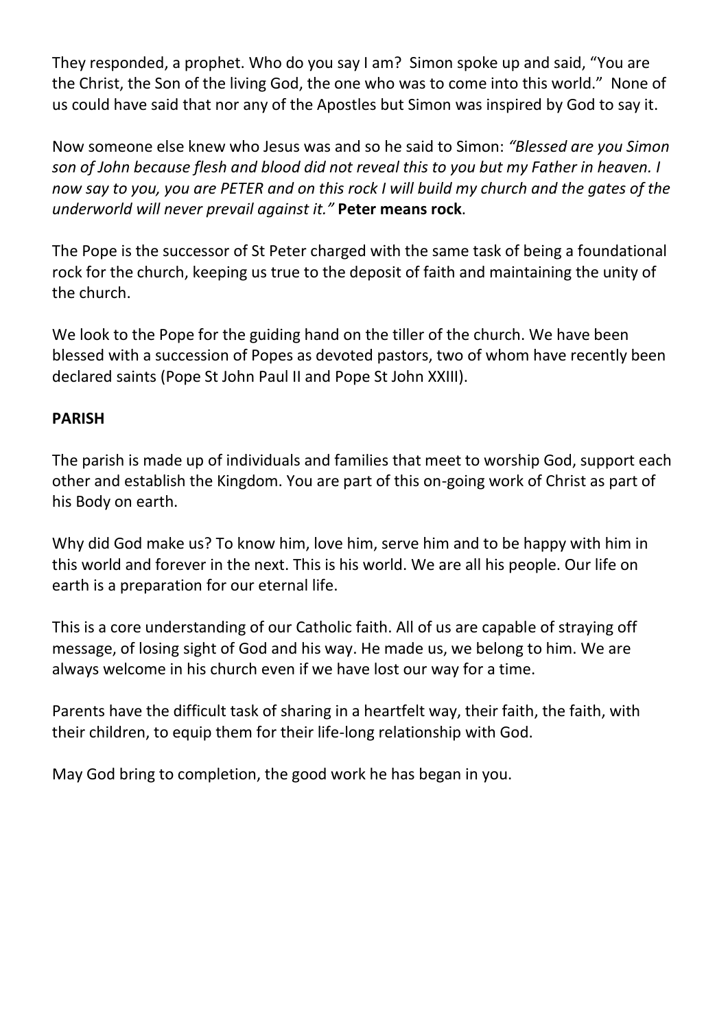They responded, a prophet. Who do you say I am?  Simon spoke up and said, “You are the Christ, the Son of the living God, the one who was to come into this world.”  None of us could have said that nor any of the Apostles but Simon was inspired by God to say it.

Now someone else knew who Jesus was and so he said to Simon: *“Blessed are you Simon son of John because flesh and blood did not reveal this to you but my Father in heaven. I now say to you, you are PETER and on this rock I will build my church and the gates of the underworld will never prevail against it.”* **Peter means rock**.

The Pope is the successor of St Peter charged with the same task of being a foundational rock for the church, keeping us true to the deposit of faith and maintaining the unity of the church.

We look to the Pope for the guiding hand on the tiller of the church. We have been blessed with a succession of Popes as devoted pastors, two of whom have recently been declared saints (Pope St John Paul II and Pope St John XXIII).

**PARISH**

The parish is made up of individuals and families that meet to worship God, support each other and establish the Kingdom. You are part of this on-going work of Christ as part of his Body on earth.

Why did God make us? To know him, love him, serve him and to be happy with him in this world and forever in the next. This is his world. We are all his people. Our life on earth is a preparation for our eternal life.

This is a core understanding of our Catholic faith. All of us are capable of straying off message, of losing sight of God and his way. He made us, we belong to him. We are always welcome in his church even if we have lost our way for a time.

Parents have the difficult task of sharing in a heartfelt way, their faith, the faith, with their children, to equip them for their life-long relationship with God.

May God bring to completion, the good work he has began in you.